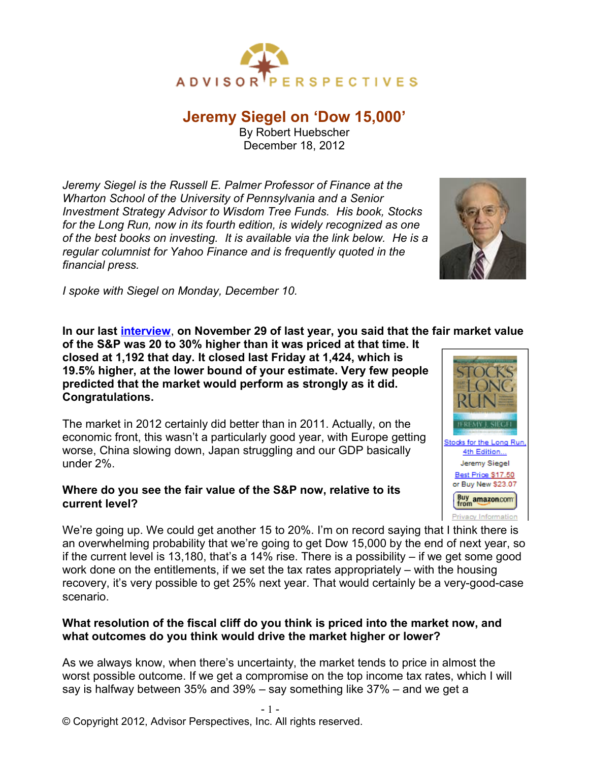# Jeremy Siegel on 'Dow 15,000'

By Robert Huebscher
December 18, 2012

*Jeremy Siegel is the Russell E. Palmer Professor of Finance at the Wharton School of the University of Pennsylvania and a Senior Investment Strategy Advisor to Wisdom Tree Funds. His book, Stocks for the Long Run, now in its fourth edition, is widely recognized as one of the best books on investing. It is available via the link below. He is a regular columnist for Yahoo Finance and is frequently quoted in the financial press.*

*I spoke with Siegel on Monday, December 10.*

**In our last interview, on November 29 of last year, you said that the fair market value of the S&P was 20 to 30% higher than it was priced at that time. It closed at 1,192 that day. It closed last Friday at 1,424, which is 19.5% higher, at the lower bound of your estimate. Very few people predicted that the market would perform as strongly as it did. Congratulations.**

The market in 2012 certainly did better than in 2011. Actually, on the economic front, this wasn't a particularly good year, with Europe getting worse, China slowing down, Japan struggling and our GDP basically under 2%.

**Where do you see the fair value of the S&P now, relative to its current level?**

We're going up. We could get another 15 to 20%. I'm on record saying that I think there is an overwhelming probability that we're going to get Dow 15,000 by the end of next year, so if the current level is 13,180, that's a 14% rise. There is a possibility – if we get some good work done on the entitlements, if we set the tax rates appropriately – with the housing recovery, it's very possible to get 25% next year. That would certainly be a very-good-case scenario.

**What resolution of the fiscal cliff do you think is priced into the market now, and what outcomes do you think would drive the market higher or lower?**

As we always know, when there's uncertainty, the market tends to price in almost the worst possible outcome. If we get a compromise on the top income tax rates, which I will say is halfway between 35% and 39% – say something like 37% – and we get a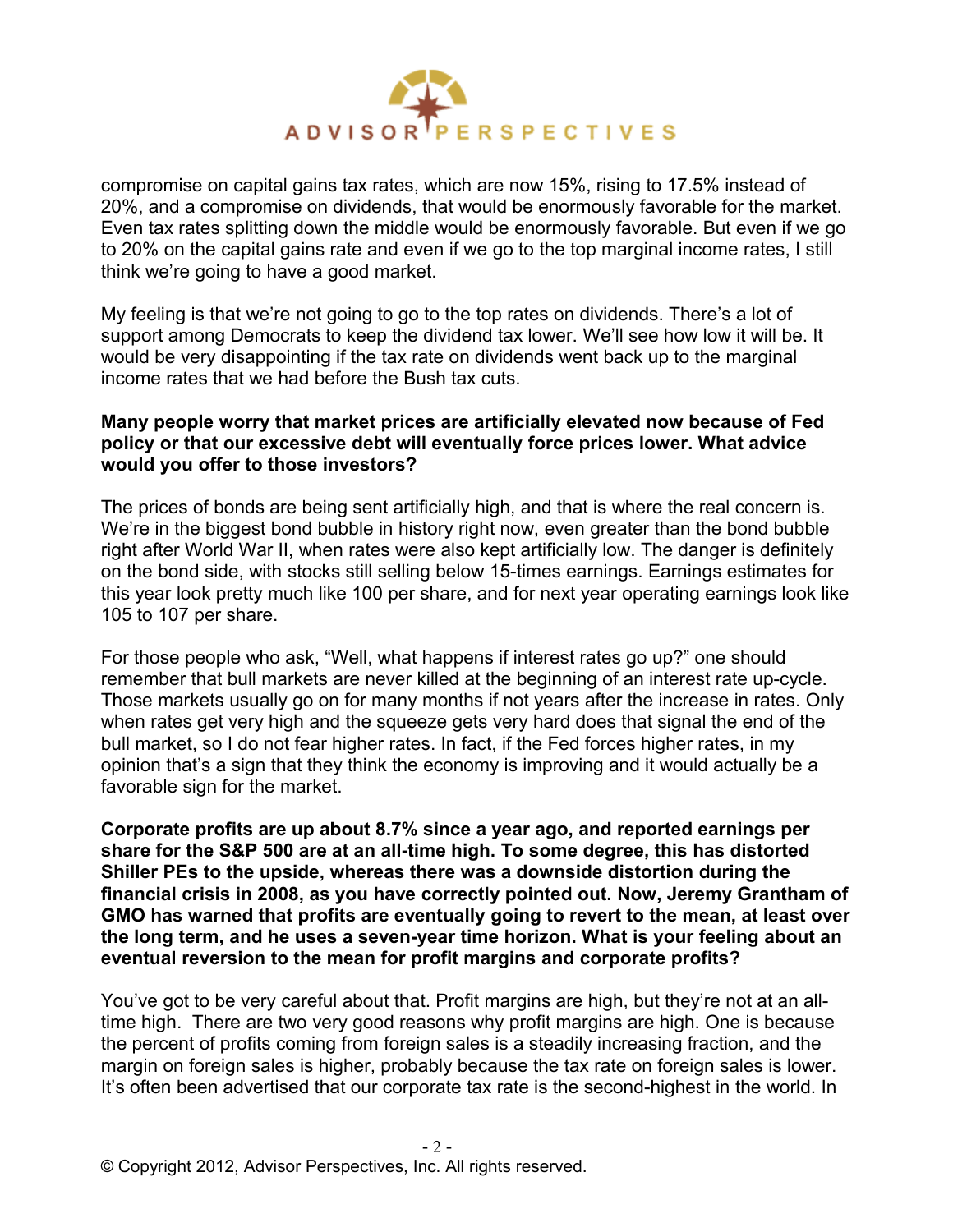compromise on capital gains tax rates, which are now 15%, rising to 17.5% instead of 20%, and a compromise on dividends, that would be enormously favorable for the market. Even tax rates splitting down the middle would be enormously favorable. But even if we go to 20% on the capital gains rate and even if we go to the top marginal income rates, I still think we're going to have a good market.

My feeling is that we're not going to go to the top rates on dividends. There's a lot of support among Democrats to keep the dividend tax lower. We'll see how low it will be. It would be very disappointing if the tax rate on dividends went back up to the marginal income rates that we had before the Bush tax cuts.

**Many people worry that market prices are artificially elevated now because of Fed policy or that our excessive debt will eventually force prices lower. What advice would you offer to those investors?**

The prices of bonds are being sent artificially high, and that is where the real concern is. We're in the biggest bond bubble in history right now, even greater than the bond bubble right after World War II, when rates were also kept artificially low. The danger is definitely on the bond side, with stocks still selling below 15-times earnings. Earnings estimates for this year look pretty much like 100 per share, and for next year operating earnings look like 105 to 107 per share.

For those people who ask, "Well, what happens if interest rates go up?" one should remember that bull markets are never killed at the beginning of an interest rate up-cycle. Those markets usually go on for many months if not years after the increase in rates. Only when rates get very high and the squeeze gets very hard does that signal the end of the bull market, so I do not fear higher rates. In fact, if the Fed forces higher rates, in my opinion that's a sign that they think the economy is improving and it would actually be a favorable sign for the market.

**Corporate profits are up about 8.7% since a year ago, and reported earnings per share for the S&P 500 are at an all-time high. To some degree, this has distorted Shiller PEs to the upside, whereas there was a downside distortion during the financial crisis in 2008, as you have correctly pointed out. Now, Jeremy Grantham of GMO has warned that profits are eventually going to revert to the mean, at least over the long term, and he uses a seven-year time horizon. What is your feeling about an eventual reversion to the mean for profit margins and corporate profits?**

You've got to be very careful about that. Profit margins are high, but they're not at an all-time high. There are two very good reasons why profit margins are high. One is because the percent of profits coming from foreign sales is a steadily increasing fraction, and the margin on foreign sales is higher, probably because the tax rate on foreign sales is lower. It's often been advertised that our corporate tax rate is the second-highest in the world. In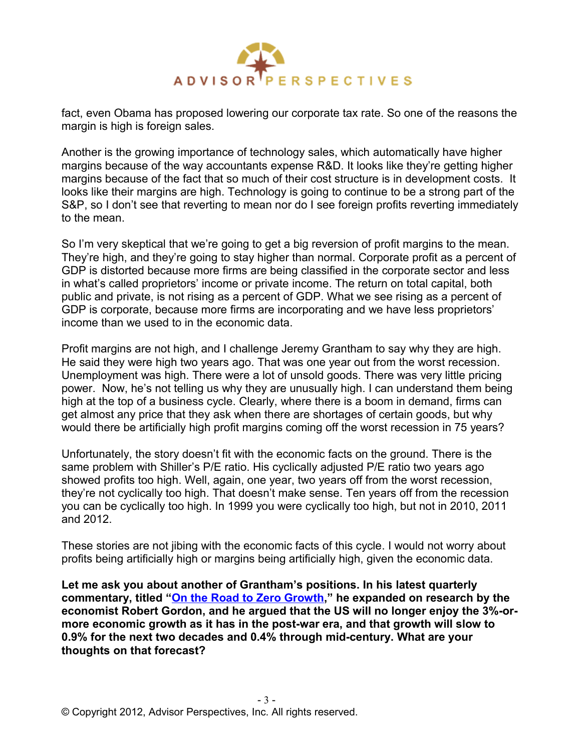fact, even Obama has proposed lowering our corporate tax rate. So one of the reasons the margin is high is foreign sales.

Another is the growing importance of technology sales, which automatically have higher margins because of the way accountants expense R&D. It looks like they're getting higher margins because of the fact that so much of their cost structure is in development costs. It looks like their margins are high. Technology is going to continue to be a strong part of the S&P, so I don't see that reverting to mean nor do I see foreign profits reverting immediately to the mean.

So I'm very skeptical that we're going to get a big reversion of profit margins to the mean. They're high, and they're going to stay higher than normal. Corporate profit as a percent of GDP is distorted because more firms are being classified in the corporate sector and less in what's called proprietors' income or private income. The return on total capital, both public and private, is not rising as a percent of GDP. What we see rising as a percent of GDP is corporate, because more firms are incorporating and we have less proprietors' income than we used to in the economic data.

Profit margins are not high, and I challenge Jeremy Grantham to say why they are high. He said they were high two years ago. That was one year out from the worst recession. Unemployment was high. There were a lot of unsold goods. There was very little pricing power. Now, he's not telling us why they are unusually high. I can understand them being high at the top of a business cycle. Clearly, where there is a boom in demand, firms can get almost any price that they ask when there are shortages of certain goods, but why would there be artificially high profit margins coming off the worst recession in 75 years?

Unfortunately, the story doesn't fit with the economic facts on the ground. There is the same problem with Shiller's P/E ratio. His cyclically adjusted P/E ratio two years ago showed profits too high. Well, again, one year, two years off from the worst recession, they're not cyclically too high. That doesn't make sense. Ten years off from the recession you can be cyclically too high. In 1999 you were cyclically too high, but not in 2010, 2011 and 2012.

These stories are not jibing with the economic facts of this cycle. I would not worry about profits being artificially high or margins being artificially high, given the economic data.

**Let me ask you about another of Grantham's positions. In his latest quarterly commentary, titled "On the Road to Zero Growth," he expanded on research by the economist Robert Gordon, and he argued that the US will no longer enjoy the 3%-or-more economic growth as it has in the post-war era, and that growth will slow to 0.9% for the next two decades and 0.4% through mid-century. What are your thoughts on that forecast?**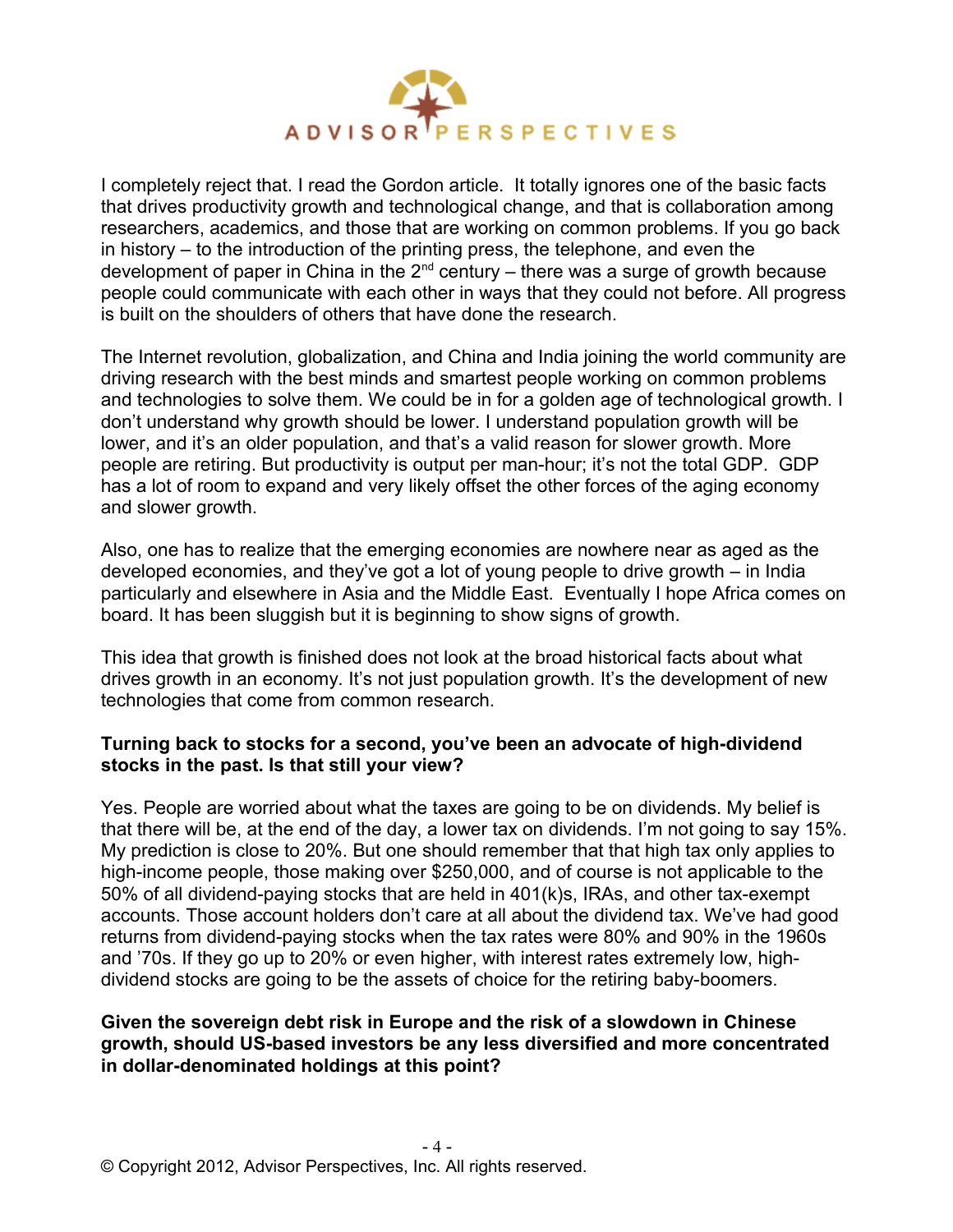I completely reject that. I read the Gordon article. It totally ignores one of the basic facts that drives productivity growth and technological change, and that is collaboration among researchers, academics, and those that are working on common problems. If you go back in history – to the introduction of the printing press, the telephone, and even the development of paper in China in the 2nd century – there was a surge of growth because people could communicate with each other in ways that they could not before. All progress is built on the shoulders of others that have done the research.

The Internet revolution, globalization, and China and India joining the world community are driving research with the best minds and smartest people working on common problems and technologies to solve them. We could be in for a golden age of technological growth. I don't understand why growth should be lower. I understand population growth will be lower, and it's an older population, and that's a valid reason for slower growth. More people are retiring. But productivity is output per man-hour; it's not the total GDP. GDP has a lot of room to expand and very likely offset the other forces of the aging economy and slower growth.

Also, one has to realize that the emerging economies are nowhere near as aged as the developed economies, and they've got a lot of young people to drive growth – in India particularly and elsewhere in Asia and the Middle East. Eventually I hope Africa comes on board. It has been sluggish but it is beginning to show signs of growth.

This idea that growth is finished does not look at the broad historical facts about what drives growth in an economy. It's not just population growth. It's the development of new technologies that come from common research.

**Turning back to stocks for a second, you've been an advocate of high-dividend stocks in the past. Is that still your view?**

Yes. People are worried about what the taxes are going to be on dividends. My belief is that there will be, at the end of the day, a lower tax on dividends. I'm not going to say 15%. My prediction is close to 20%. But one should remember that that high tax only applies to high-income people, those making over $250,000, and of course is not applicable to the 50% of all dividend-paying stocks that are held in 401(k)s, IRAs, and other tax-exempt accounts. Those account holders don't care at all about the dividend tax. We've had good returns from dividend-paying stocks when the tax rates were 80% and 90% in the 1960s and '70s. If they go up to 20% or even higher, with interest rates extremely low, high-dividend stocks are going to be the assets of choice for the retiring baby-boomers.

**Given the sovereign debt risk in Europe and the risk of a slowdown in Chinese growth, should US-based investors be any less diversified and more concentrated in dollar-denominated holdings at this point?**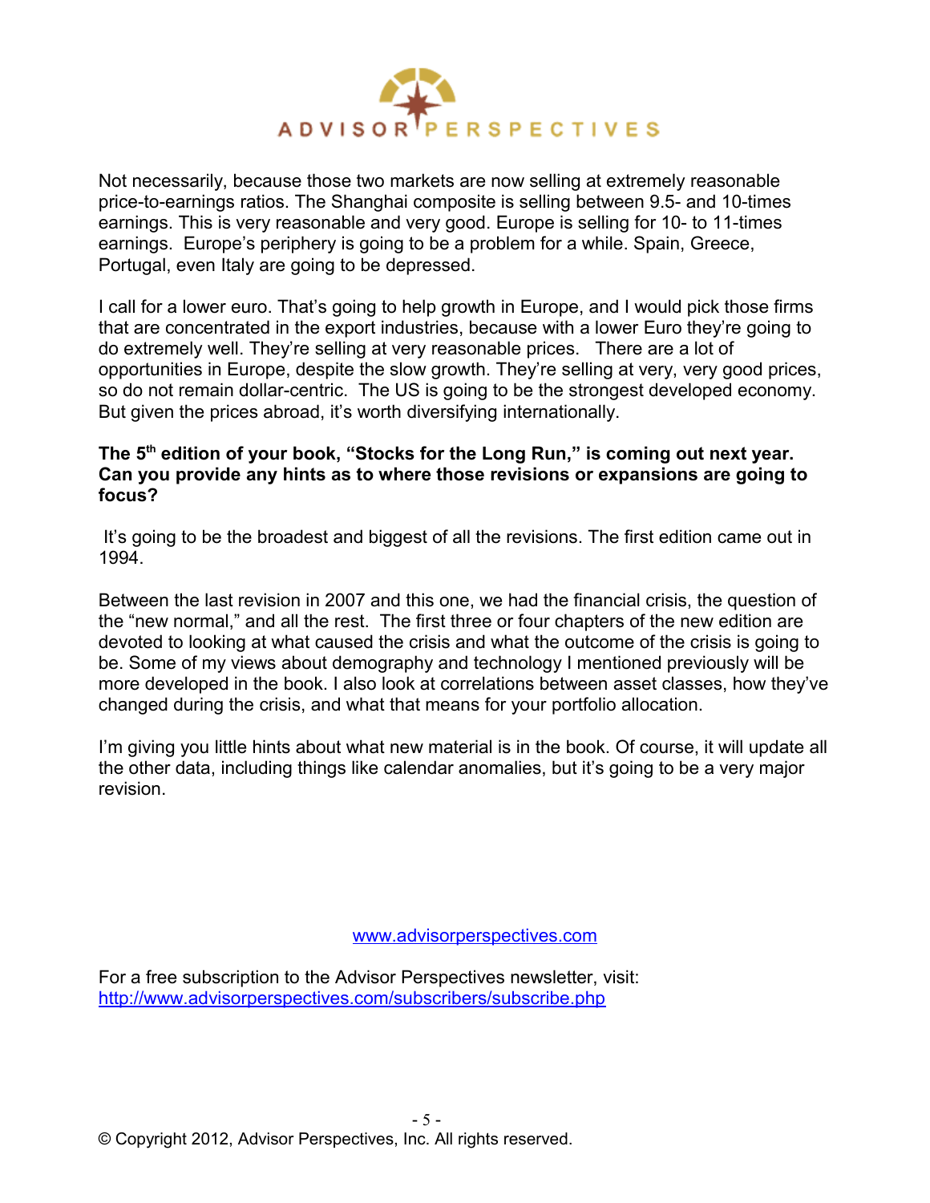Not necessarily, because those two markets are now selling at extremely reasonable price-to-earnings ratios. The Shanghai composite is selling between 9.5- and 10-times earnings. This is very reasonable and very good. Europe is selling for 10- to 11-times earnings. Europe's periphery is going to be a problem for a while. Spain, Greece, Portugal, even Italy are going to be depressed.

I call for a lower euro. That's going to help growth in Europe, and I would pick those firms that are concentrated in the export industries, because with a lower Euro they're going to do extremely well. They're selling at very reasonable prices. There are a lot of opportunities in Europe, despite the slow growth. They're selling at very, very good prices, so do not remain dollar-centric. The US is going to be the strongest developed economy. But given the prices abroad, it's worth diversifying internationally.

**The 5th edition of your book, "Stocks for the Long Run," is coming out next year. Can you provide any hints as to where those revisions or expansions are going to focus?**

It's going to be the broadest and biggest of all the revisions. The first edition came out in 1994.

Between the last revision in 2007 and this one, we had the financial crisis, the question of the "new normal," and all the rest. The first three or four chapters of the new edition are devoted to looking at what caused the crisis and what the outcome of the crisis is going to be. Some of my views about demography and technology I mentioned previously will be more developed in the book. I also look at correlations between asset classes, how they've changed during the crisis, and what that means for your portfolio allocation.

I'm giving you little hints about what new material is in the book. Of course, it will update all the other data, including things like calendar anomalies, but it's going to be a very major revision.

www.advisorperspectives.com

For a free subscription to the Advisor Perspectives newsletter, visit: http://www.advisorperspectives.com/subscribers/subscribe.php

© Copyright 2012, Advisor Perspectives, Inc. All rights reserved.